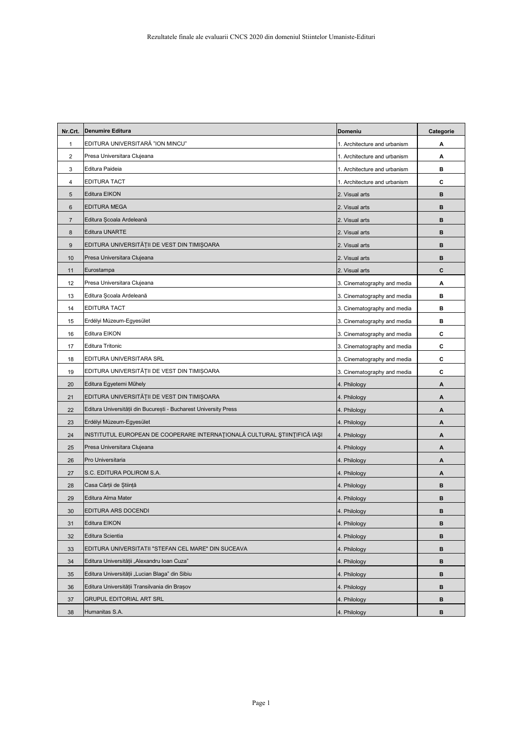Rezultatele finale ale evaluarii CNCS 2020 din domeniul Stiintelor Umaniste-Edituri

| Nr.Crt. | Denumire Editura | Domeniu | Categorie |
|---|---|---|---|
| 1 | EDITURA UNIVERSITARĂ "ION MINCU" | 1. Architecture and urbanism | A |
| 2 | Presa Universitara Clujeana | 1. Architecture and urbanism | A |
| 3 | Editura Paideia | 1. Architecture and urbanism | B |
| 4 | EDITURA TACT | 1. Architecture and urbanism | C |
| 5 | Editura EIKON | 2. Visual arts | B |
| 6 | EDITURA MEGA | 2. Visual arts | B |
| 7 | Editura Școala Ardeleană | 2. Visual arts | B |
| 8 | Editura UNARTE | 2. Visual arts | B |
| 9 | EDITURA UNIVERSITĂȚII DE VEST DIN TIMIȘOARA | 2. Visual arts | B |
| 10 | Presa Universitara Clujeana | 2. Visual arts | B |
| 11 | Eurostampa | 2. Visual arts | C |
| 12 | Presa Universitara Clujeana | 3. Cinematography and media | A |
| 13 | Editura Școala Ardeleană | 3. Cinematography and media | B |
| 14 | EDITURA TACT | 3. Cinematography and media | B |
| 15 | Erdélyi Múzeum-Egyesület | 3. Cinematography and media | B |
| 16 | Editura EIKON | 3. Cinematography and media | C |
| 17 | Editura Tritonic | 3. Cinematography and media | C |
| 18 | EDITURA UNIVERSITARA SRL | 3. Cinematography and media | C |
| 19 | EDITURA UNIVERSITĂȚII DE VEST DIN TIMIȘOARA | 3. Cinematography and media | C |
| 20 | Editura Egyetemi Műhely | 4. Philology | A |
| 21 | EDITURA UNIVERSITĂȚII DE VEST DIN TIMIȘOARA | 4. Philology | A |
| 22 | Editura Universității din București - Bucharest University Press | 4. Philology | A |
| 23 | Erdélyi Múzeum-Egyesület | 4. Philology | A |
| 24 | INSTITUTUL EUROPEAN DE COOPERARE INTERNAŢIONALĂ CULTURAL ŞTIINŢIFICĂ IAŞI | 4. Philology | A |
| 25 | Presa Universitara Clujeana | 4. Philology | A |
| 26 | Pro Universitaria | 4. Philology | A |
| 27 | S.C. EDITURA POLIROM S.A. | 4. Philology | A |
| 28 | Casa Cărții de Știință | 4. Philology | B |
| 29 | Editura Alma Mater | 4. Philology | B |
| 30 | EDITURA ARS DOCENDI | 4. Philology | B |
| 31 | Editura EIKON | 4. Philology | B |
| 32 | Editura Scientia | 4. Philology | B |
| 33 | EDITURA UNIVERSITATII "STEFAN CEL MARE" DIN SUCEAVA | 4. Philology | B |
| 34 | Editura Universității „Alexandru Ioan Cuza" | 4. Philology | B |
| 35 | Editura Universității „Lucian Blaga" din Sibiu | 4. Philology | B |
| 36 | Editura Universității Transilvania din Brașov | 4. Philology | B |
| 37 | GRUPUL EDITORIAL ART SRL | 4. Philology | B |
| 38 | Humanitas S.A. | 4. Philology | B |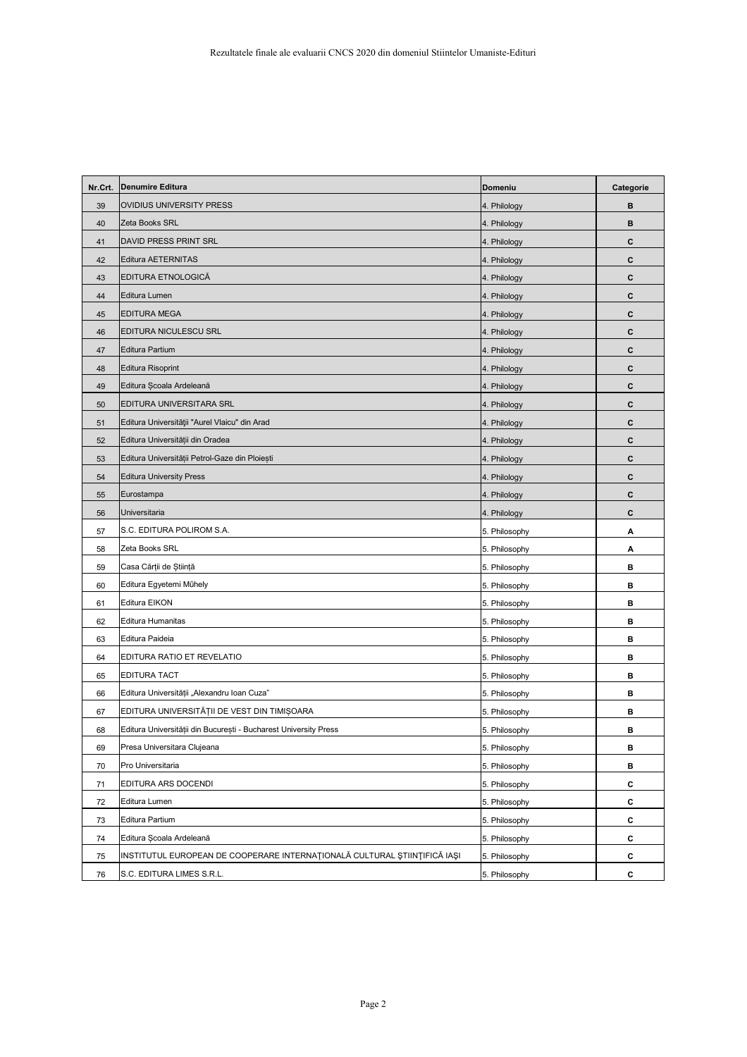Rezultatele finale ale evaluarii CNCS 2020 din domeniul Stiintelor Umaniste-Edituri

| Nr.Crt. | Denumire Editura | Domeniu | Categorie |
|---|---|---|---|
| 39 | OVIDIUS UNIVERSITY PRESS | 4. Philology | B |
| 40 | Zeta Books SRL | 4. Philology | B |
| 41 | DAVID PRESS PRINT SRL | 4. Philology | C |
| 42 | Editura AETERNITAS | 4. Philology | C |
| 43 | EDITURA ETNOLOGICĂ | 4. Philology | C |
| 44 | Editura Lumen | 4. Philology | C |
| 45 | EDITURA MEGA | 4. Philology | C |
| 46 | EDITURA NICULESCU SRL | 4. Philology | C |
| 47 | Editura Partium | 4. Philology | C |
| 48 | Editura Risoprint | 4. Philology | C |
| 49 | Editura Şcoala Ardeleană | 4. Philology | C |
| 50 | EDITURA UNIVERSITARA SRL | 4. Philology | C |
| 51 | Editura Universităţii "Aurel Vlaicu" din Arad | 4. Philology | C |
| 52 | Editura Universităţii din Oradea | 4. Philology | C |
| 53 | Editura Universității Petrol-Gaze din Ploiești | 4. Philology | C |
| 54 | Editura University Press | 4. Philology | C |
| 55 | Eurostampa | 4. Philology | C |
| 56 | Universitaria | 4. Philology | C |
| 57 | S.C. EDITURA POLIROM S.A. | 5. Philosophy | A |
| 58 | Zeta Books SRL | 5. Philosophy | A |
| 59 | Casa Cărţii de Ştiinţă | 5. Philosophy | B |
| 60 | Editura Egyetemi Műhely | 5. Philosophy | B |
| 61 | Editura EIKON | 5. Philosophy | B |
| 62 | Editura Humanitas | 5. Philosophy | B |
| 63 | Editura Paideia | 5. Philosophy | B |
| 64 | EDITURA RATIO ET REVELATIO | 5. Philosophy | B |
| 65 | EDITURA TACT | 5. Philosophy | B |
| 66 | Editura Universității „Alexandru Ioan Cuza” | 5. Philosophy | B |
| 67 | EDITURA UNIVERSITĂŢII DE VEST DIN TIMIŞOARA | 5. Philosophy | B |
| 68 | Editura Universității din București - Bucharest University Press | 5. Philosophy | B |
| 69 | Presa Universitara Clujeana | 5. Philosophy | B |
| 70 | Pro Universitaria | 5. Philosophy | B |
| 71 | EDITURA ARS DOCENDI | 5. Philosophy | C |
| 72 | Editura Lumen | 5. Philosophy | C |
| 73 | Editura Partium | 5. Philosophy | C |
| 74 | Editura Şcoala Ardeleană | 5. Philosophy | C |
| 75 | INSTITUTUL EUROPEAN DE COOPERARE INTERNAŢIONALĂ CULTURAL ŞTIINŢIFICĂ IAŞI | 5. Philosophy | C |
| 76 | S.C. EDITURA LIMES S.R.L. | 5. Philosophy | C |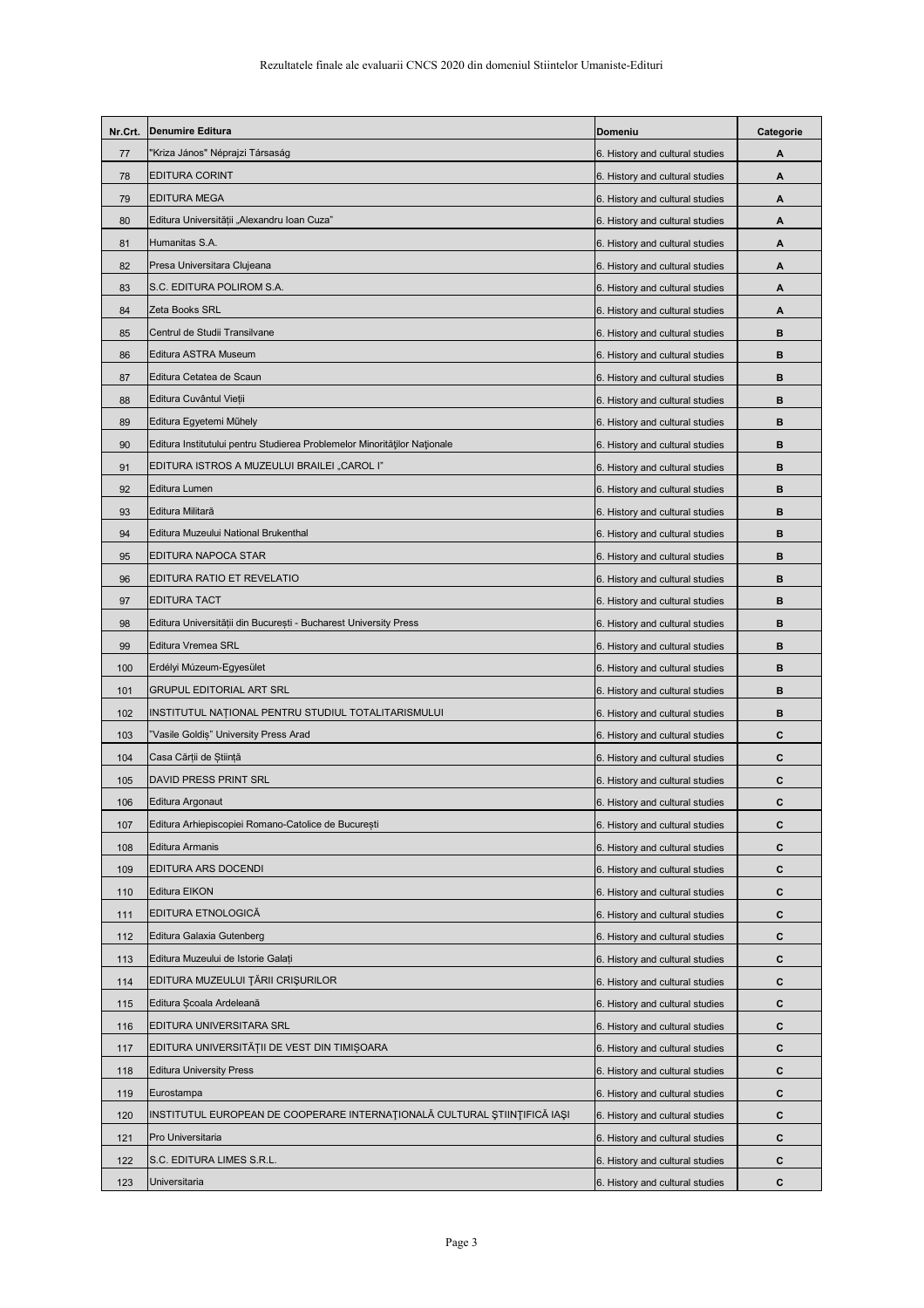| Nr.Crt. | Denumire Editura | Domeniu | Categorie |
|---|---|---|---|
| 77 | "Kriza János" Néprajzi Társaság | 6. History and cultural studies | A |
| 78 | EDITURA CORINT | 6. History and cultural studies | A |
| 79 | EDITURA MEGA | 6. History and cultural studies | A |
| 80 | Editura Universității „Alexandru Ioan Cuza" | 6. History and cultural studies | A |
| 81 | Humanitas S.A. | 6. History and cultural studies | A |
| 82 | Presa Universitara Clujeana | 6. History and cultural studies | A |
| 83 | S.C. EDITURA POLIROM S.A. | 6. History and cultural studies | A |
| 84 | Zeta Books SRL | 6. History and cultural studies | A |
| 85 | Centrul de Studii Transilvane | 6. History and cultural studies | B |
| 86 | Editura ASTRA Museum | 6. History and cultural studies | B |
| 87 | Editura Cetatea de Scaun | 6. History and cultural studies | B |
| 88 | Editura Cuvântul Vieții | 6. History and cultural studies | B |
| 89 | Editura Egyetemi Műhely | 6. History and cultural studies | B |
| 90 | Editura Institutului pentru Studierea Problemelor Minorităţilor Naţionale | 6. History and cultural studies | B |
| 91 | EDITURA ISTROS A MUZEULUI BRAILEI „CAROL I" | 6. History and cultural studies | B |
| 92 | Editura Lumen | 6. History and cultural studies | B |
| 93 | Editura Militară | 6. History and cultural studies | B |
| 94 | Editura Muzeului National Brukenthal | 6. History and cultural studies | B |
| 95 | EDITURA NAPOCA STAR | 6. History and cultural studies | B |
| 96 | EDITURA RATIO ET REVELATIO | 6. History and cultural studies | B |
| 97 | EDITURA TACT | 6. History and cultural studies | B |
| 98 | Editura Universității din București - Bucharest University Press | 6. History and cultural studies | B |
| 99 | Editura Vremea SRL | 6. History and cultural studies | B |
| 100 | Erdélyi Múzeum-Egyesület | 6. History and cultural studies | B |
| 101 | GRUPUL EDITORIAL ART SRL | 6. History and cultural studies | B |
| 102 | INSTITUTUL NAȚIONAL PENTRU STUDIUL TOTALITARISMULUI | 6. History and cultural studies | B |
| 103 | "Vasile Goldiş" University Press Arad | 6. History and cultural studies | C |
| 104 | Casa Cărții de Știință | 6. History and cultural studies | C |
| 105 | DAVID PRESS PRINT SRL | 6. History and cultural studies | C |
| 106 | Editura Argonaut | 6. History and cultural studies | C |
| 107 | Editura Arhiepiscopiei Romano-Catolice de București | 6. History and cultural studies | C |
| 108 | Editura Armanis | 6. History and cultural studies | C |
| 109 | EDITURA ARS DOCENDI | 6. History and cultural studies | C |
| 110 | Editura EIKON | 6. History and cultural studies | C |
| 111 | EDITURA ETNOLOGICĂ | 6. History and cultural studies | C |
| 112 | Editura Galaxia Gutenberg | 6. History and cultural studies | C |
| 113 | Editura Muzeului de Istorie Galați | 6. History and cultural studies | C |
| 114 | EDITURA MUZEULUI ŢĂRII CRIŞURILOR | 6. History and cultural studies | C |
| 115 | Editura Școala Ardeleană | 6. History and cultural studies | C |
| 116 | EDITURA UNIVERSITARA SRL | 6. History and cultural studies | C |
| 117 | EDITURA UNIVERSITĂȚII DE VEST DIN TIMIȘOARA | 6. History and cultural studies | C |
| 118 | Editura University Press | 6. History and cultural studies | C |
| 119 | Eurostampa | 6. History and cultural studies | C |
| 120 | INSTITUTUL EUROPEAN DE COOPERARE INTERNAŢIONALĂ CULTURAL ŞTIINŢIFICĂ IAŞI | 6. History and cultural studies | C |
| 121 | Pro Universitaria | 6. History and cultural studies | C |
| 122 | S.C. EDITURA LIMES S.R.L. | 6. History and cultural studies | C |
| 123 | Universitaria | 6. History and cultural studies | C |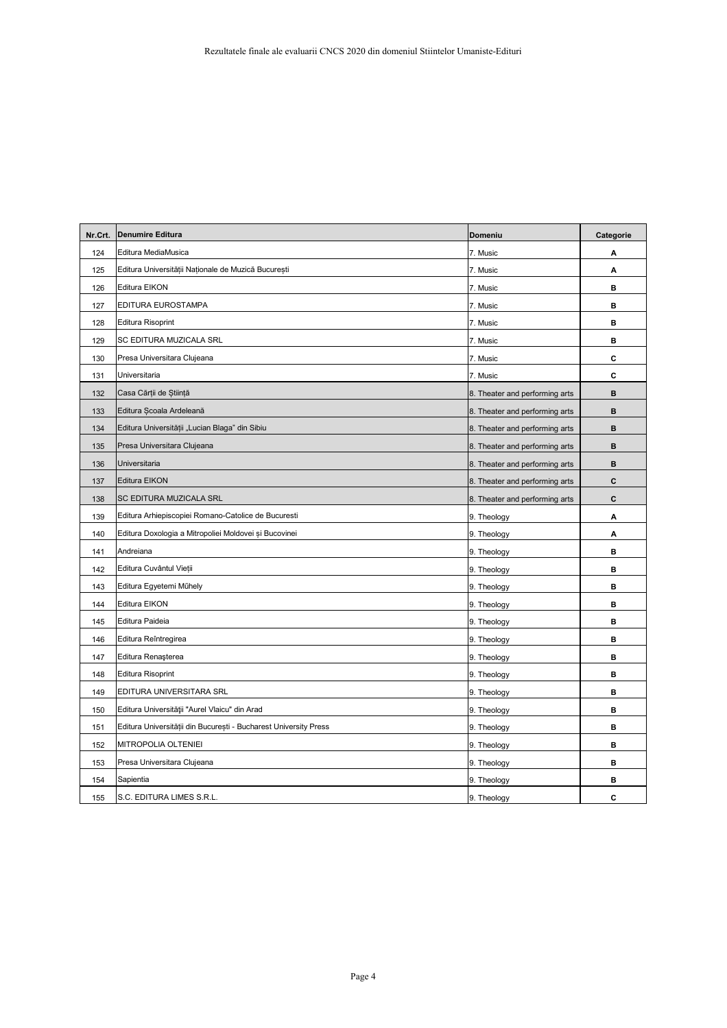Rezultatele finale ale evaluarii CNCS 2020 din domeniul Stiintelor Umaniste-Edituri

| Nr.Crt. | Denumire Editura | Domeniu | Categorie |
|---|---|---|---|
| 124 | Editura MediaMusica | 7. Music | A |
| 125 | Editura Universității Naționale de Muzică București | 7. Music | A |
| 126 | Editura EIKON | 7. Music | B |
| 127 | EDITURA EUROSTAMPA | 7. Music | B |
| 128 | Editura Risoprint | 7. Music | B |
| 129 | SC EDITURA MUZICALA SRL | 7. Music | B |
| 130 | Presa Universitara Clujeana | 7. Music | C |
| 131 | Universitaria | 7. Music | C |
| 132 | Casa Cărții de Știință | 8. Theater and performing arts | B |
| 133 | Editura Școala Ardeleană | 8. Theater and performing arts | B |
| 134 | Editura Universității „Lucian Blaga" din Sibiu | 8. Theater and performing arts | B |
| 135 | Presa Universitara Clujeana | 8. Theater and performing arts | B |
| 136 | Universitaria | 8. Theater and performing arts | B |
| 137 | Editura EIKON | 8. Theater and performing arts | C |
| 138 | SC EDITURA MUZICALA SRL | 8. Theater and performing arts | C |
| 139 | Editura Arhiepiscopiei Romano-Catolice de Bucuresti | 9. Theology | A |
| 140 | Editura Doxologia a Mitropoliei Moldovei și Bucovinei | 9. Theology | A |
| 141 | Andreiana | 9. Theology | B |
| 142 | Editura Cuvântul Vieții | 9. Theology | B |
| 143 | Editura Egyetemi Műhely | 9. Theology | B |
| 144 | Editura EIKON | 9. Theology | B |
| 145 | Editura Paideia | 9. Theology | B |
| 146 | Editura Reîntregirea | 9. Theology | B |
| 147 | Editura Renaşterea | 9. Theology | B |
| 148 | Editura Risoprint | 9. Theology | B |
| 149 | EDITURA UNIVERSITARA SRL | 9. Theology | B |
| 150 | Editura Universităţii "Aurel Vlaicu" din Arad | 9. Theology | B |
| 151 | Editura Universității din București - Bucharest University Press | 9. Theology | B |
| 152 | MITROPOLIA OLTENIEI | 9. Theology | B |
| 153 | Presa Universitara Clujeana | 9. Theology | B |
| 154 | Sapientia | 9. Theology | B |
| 155 | S.C. EDITURA LIMES S.R.L. | 9. Theology | C |